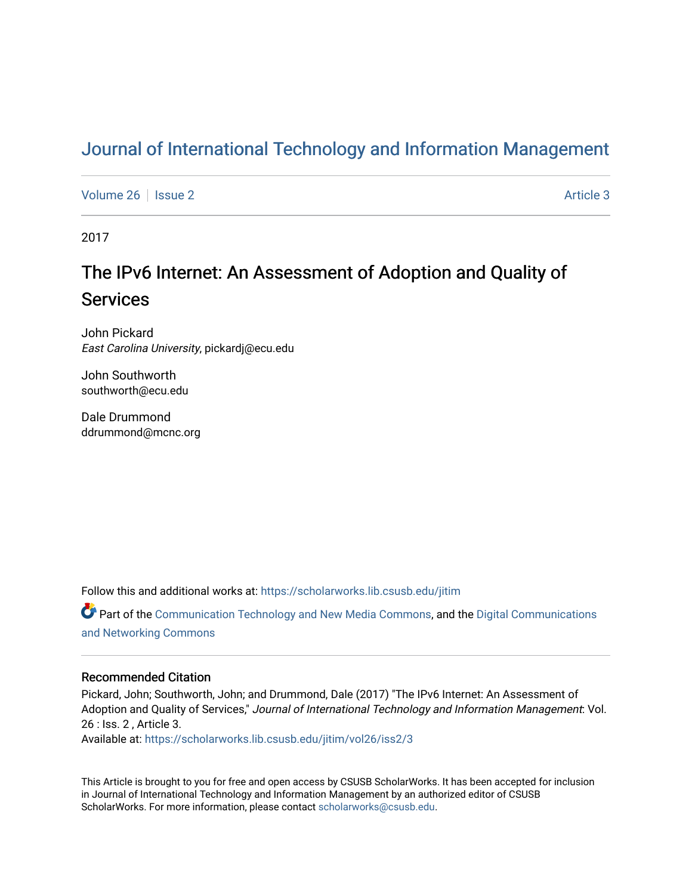# Journal of International Technology and Information Management

Volume 26 | Issue 2 | Article 3

2017

## The IPv6 Internet: An Assessment of Adoption and Quality of Services

John Pickard
*East Carolina University*, pickardj@ecu.edu

John Southworth
southworth@ecu.edu

Dale Drummond
ddrummond@mcnc.org

Follow this and additional works at: https://scholarworks.lib.csusb.edu/jitim

Part of the Communication Technology and New Media Commons, and the Digital Communications and Networking Commons

### Recommended Citation

Pickard, John; Southworth, John; and Drummond, Dale (2017) "The IPv6 Internet: An Assessment of Adoption and Quality of Services," *Journal of International Technology and Information Management*: Vol. 26 : Iss. 2 , Article 3.
Available at: https://scholarworks.lib.csusb.edu/jitim/vol26/iss2/3

This Article is brought to you for free and open access by CSUSB ScholarWorks. It has been accepted for inclusion in Journal of International Technology and Information Management by an authorized editor of CSUSB ScholarWorks. For more information, please contact scholarworks@csusb.edu.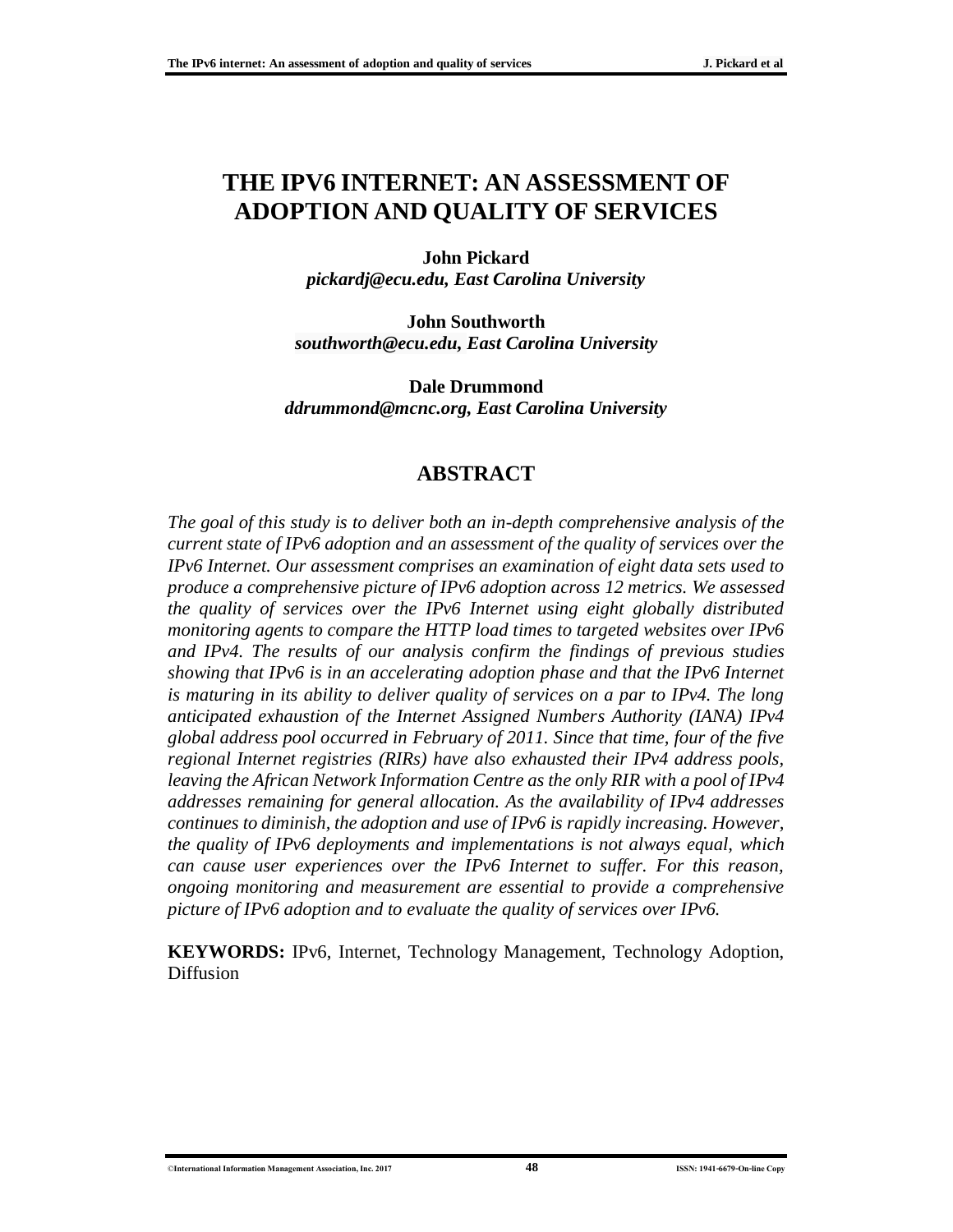# THE IPV6 INTERNET: AN ASSESSMENT OF ADOPTION AND QUALITY OF SERVICES

**John Pickard**
*pickardj@ecu.edu, East Carolina University*

**John Southworth**
*southworth@ecu.edu, East Carolina University*

**Dale Drummond**
*ddrummond@mcnc.org, East Carolina University*

## ABSTRACT

*The goal of this study is to deliver both an in-depth comprehensive analysis of the current state of IPv6 adoption and an assessment of the quality of services over the IPv6 Internet. Our assessment comprises an examination of eight data sets used to produce a comprehensive picture of IPv6 adoption across 12 metrics. We assessed the quality of services over the IPv6 Internet using eight globally distributed monitoring agents to compare the HTTP load times to targeted websites over IPv6 and IPv4. The results of our analysis confirm the findings of previous studies showing that IPv6 is in an accelerating adoption phase and that the IPv6 Internet is maturing in its ability to deliver quality of services on a par to IPv4. The long anticipated exhaustion of the Internet Assigned Numbers Authority (IANA) IPv4 global address pool occurred in February of 2011. Since that time, four of the five regional Internet registries (RIRs) have also exhausted their IPv4 address pools, leaving the African Network Information Centre as the only RIR with a pool of IPv4 addresses remaining for general allocation. As the availability of IPv4 addresses continues to diminish, the adoption and use of IPv6 is rapidly increasing. However, the quality of IPv6 deployments and implementations is not always equal, which can cause user experiences over the IPv6 Internet to suffer. For this reason, ongoing monitoring and measurement are essential to provide a comprehensive picture of IPv6 adoption and to evaluate the quality of services over IPv6.*

**KEYWORDS:** IPv6, Internet, Technology Management, Technology Adoption, Diffusion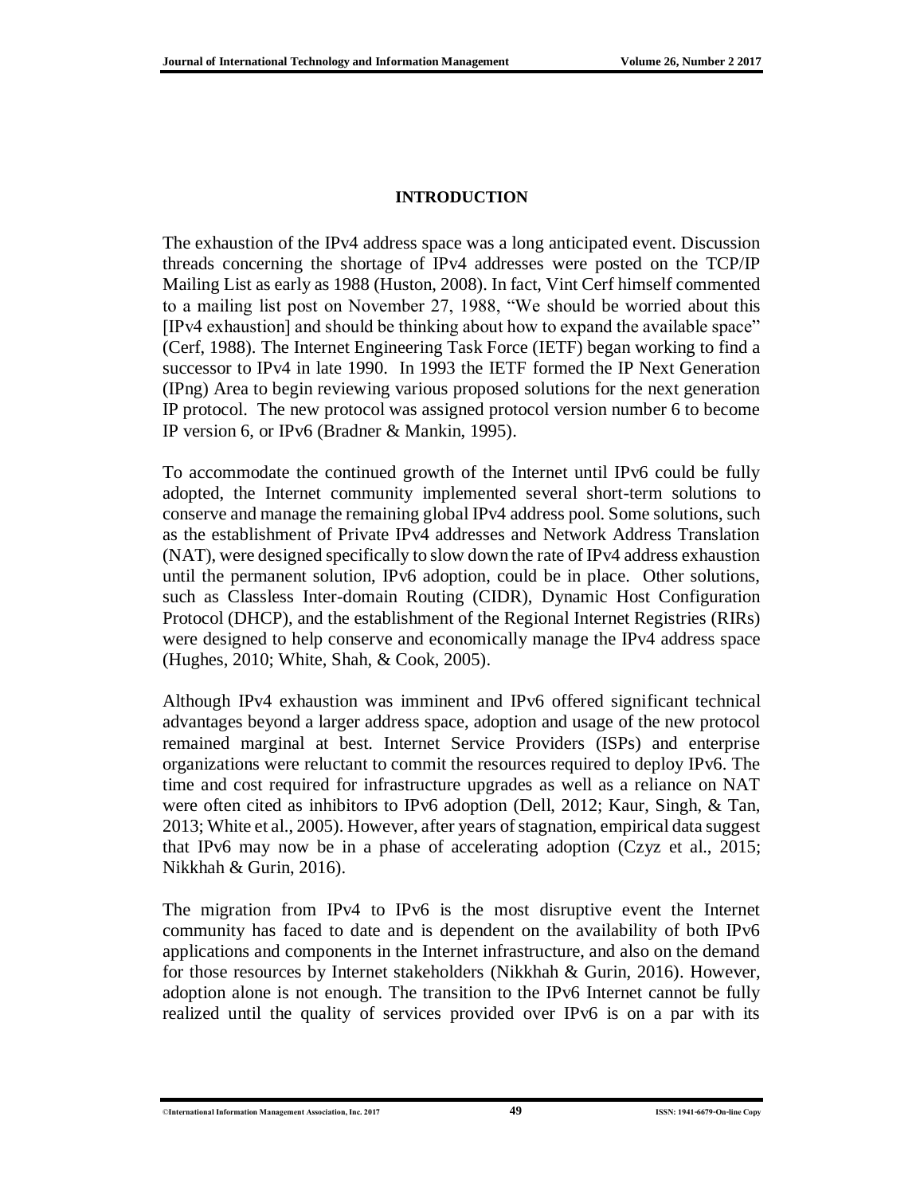## INTRODUCTION

The exhaustion of the IPv4 address space was a long anticipated event. Discussion threads concerning the shortage of IPv4 addresses were posted on the TCP/IP Mailing List as early as 1988 (Huston, 2008). In fact, Vint Cerf himself commented to a mailing list post on November 27, 1988, "We should be worried about this [IPv4 exhaustion] and should be thinking about how to expand the available space" (Cerf, 1988). The Internet Engineering Task Force (IETF) began working to find a successor to IPv4 in late 1990. In 1993 the IETF formed the IP Next Generation (IPng) Area to begin reviewing various proposed solutions for the next generation IP protocol. The new protocol was assigned protocol version number 6 to become IP version 6, or IPv6 (Bradner & Mankin, 1995).

To accommodate the continued growth of the Internet until IPv6 could be fully adopted, the Internet community implemented several short-term solutions to conserve and manage the remaining global IPv4 address pool. Some solutions, such as the establishment of Private IPv4 addresses and Network Address Translation (NAT), were designed specifically to slow down the rate of IPv4 address exhaustion until the permanent solution, IPv6 adoption, could be in place. Other solutions, such as Classless Inter-domain Routing (CIDR), Dynamic Host Configuration Protocol (DHCP), and the establishment of the Regional Internet Registries (RIRs) were designed to help conserve and economically manage the IPv4 address space (Hughes, 2010; White, Shah, & Cook, 2005).

Although IPv4 exhaustion was imminent and IPv6 offered significant technical advantages beyond a larger address space, adoption and usage of the new protocol remained marginal at best. Internet Service Providers (ISPs) and enterprise organizations were reluctant to commit the resources required to deploy IPv6. The time and cost required for infrastructure upgrades as well as a reliance on NAT were often cited as inhibitors to IPv6 adoption (Dell, 2012; Kaur, Singh, & Tan, 2013; White et al., 2005). However, after years of stagnation, empirical data suggest that IPv6 may now be in a phase of accelerating adoption (Czyz et al., 2015; Nikkhah & Gurin, 2016).

The migration from IPv4 to IPv6 is the most disruptive event the Internet community has faced to date and is dependent on the availability of both IPv6 applications and components in the Internet infrastructure, and also on the demand for those resources by Internet stakeholders (Nikkhah & Gurin, 2016). However, adoption alone is not enough. The transition to the IPv6 Internet cannot be fully realized until the quality of services provided over IPv6 is on a par with its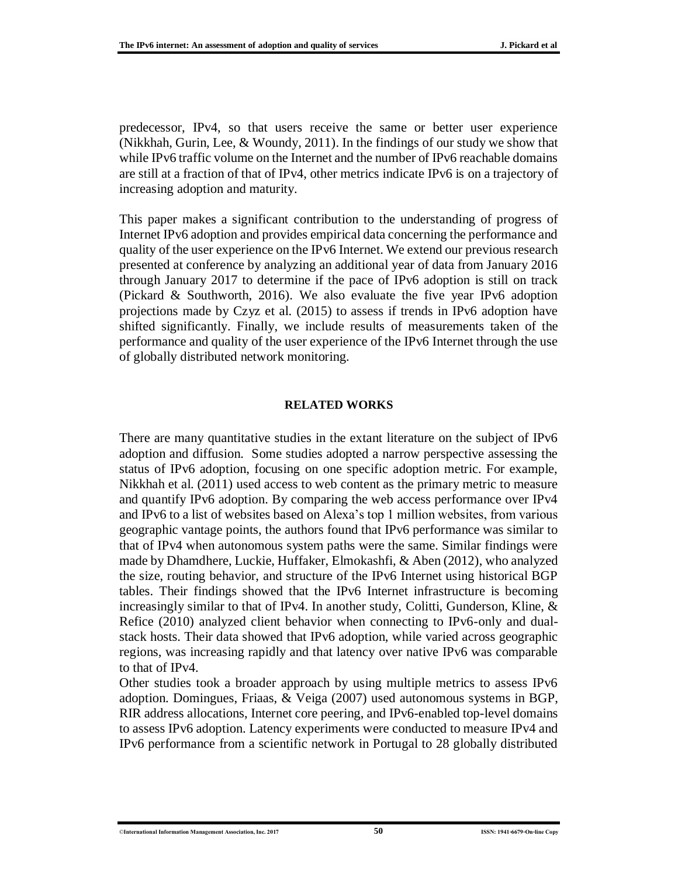predecessor, IPv4, so that users receive the same or better user experience (Nikkhah, Gurin, Lee, & Woundy, 2011). In the findings of our study we show that while IPv6 traffic volume on the Internet and the number of IPv6 reachable domains are still at a fraction of that of IPv4, other metrics indicate IPv6 is on a trajectory of increasing adoption and maturity.

This paper makes a significant contribution to the understanding of progress of Internet IPv6 adoption and provides empirical data concerning the performance and quality of the user experience on the IPv6 Internet. We extend our previous research presented at conference by analyzing an additional year of data from January 2016 through January 2017 to determine if the pace of IPv6 adoption is still on track (Pickard & Southworth, 2016). We also evaluate the five year IPv6 adoption projections made by Czyz et al. (2015) to assess if trends in IPv6 adoption have shifted significantly. Finally, we include results of measurements taken of the performance and quality of the user experience of the IPv6 Internet through the use of globally distributed network monitoring.

## RELATED WORKS

There are many quantitative studies in the extant literature on the subject of IPv6 adoption and diffusion. Some studies adopted a narrow perspective assessing the status of IPv6 adoption, focusing on one specific adoption metric. For example, Nikkhah et al. (2011) used access to web content as the primary metric to measure and quantify IPv6 adoption. By comparing the web access performance over IPv4 and IPv6 to a list of websites based on Alexa's top 1 million websites, from various geographic vantage points, the authors found that IPv6 performance was similar to that of IPv4 when autonomous system paths were the same. Similar findings were made by Dhamdhere, Luckie, Huffaker, Elmokashfi, & Aben (2012), who analyzed the size, routing behavior, and structure of the IPv6 Internet using historical BGP tables. Their findings showed that the IPv6 Internet infrastructure is becoming increasingly similar to that of IPv4. In another study, Colitti, Gunderson, Kline, & Refice (2010) analyzed client behavior when connecting to IPv6-only and dual-stack hosts. Their data showed that IPv6 adoption, while varied across geographic regions, was increasing rapidly and that latency over native IPv6 was comparable to that of IPv4.

Other studies took a broader approach by using multiple metrics to assess IPv6 adoption. Domingues, Friaas, & Veiga (2007) used autonomous systems in BGP, RIR address allocations, Internet core peering, and IPv6-enabled top-level domains to assess IPv6 adoption. Latency experiments were conducted to measure IPv4 and IPv6 performance from a scientific network in Portugal to 28 globally distributed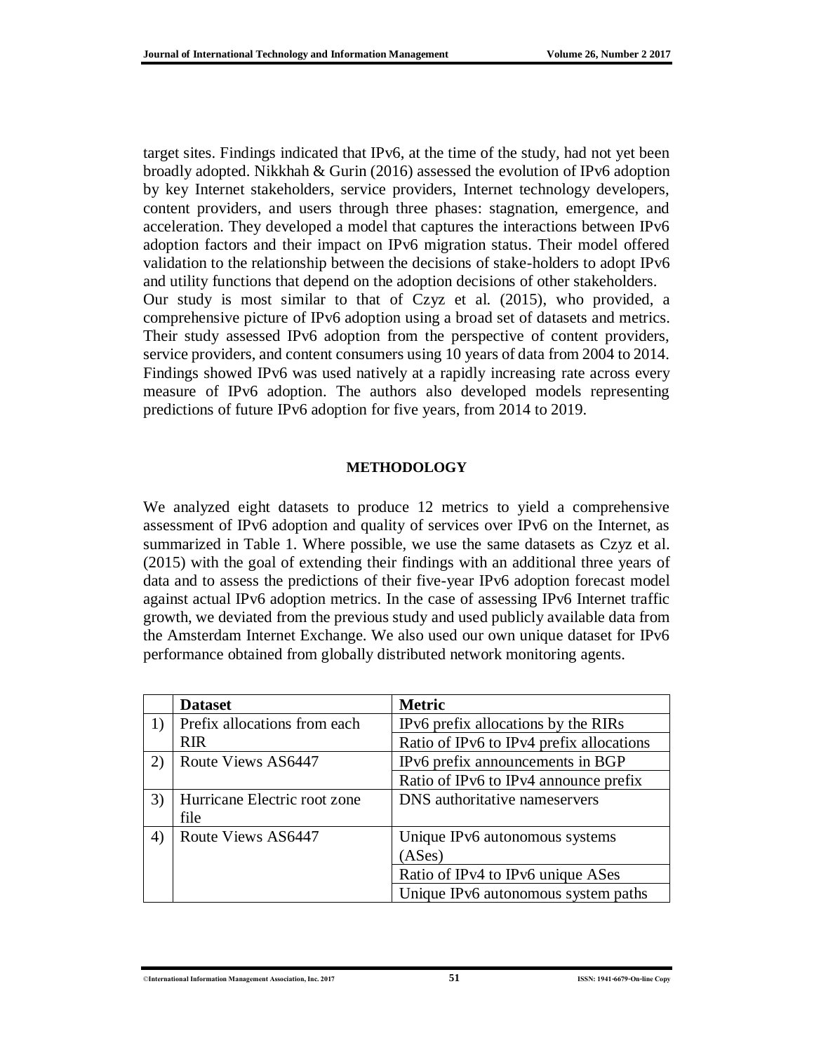target sites. Findings indicated that IPv6, at the time of the study, had not yet been broadly adopted. Nikkhah & Gurin (2016) assessed the evolution of IPv6 adoption by key Internet stakeholders, service providers, Internet technology developers, content providers, and users through three phases: stagnation, emergence, and acceleration. They developed a model that captures the interactions between IPv6 adoption factors and their impact on IPv6 migration status. Their model offered validation to the relationship between the decisions of stake-holders to adopt IPv6 and utility functions that depend on the adoption decisions of other stakeholders.

Our study is most similar to that of Czyz et al. (2015), who provided, a comprehensive picture of IPv6 adoption using a broad set of datasets and metrics. Their study assessed IPv6 adoption from the perspective of content providers, service providers, and content consumers using 10 years of data from 2004 to 2014. Findings showed IPv6 was used natively at a rapidly increasing rate across every measure of IPv6 adoption. The authors also developed models representing predictions of future IPv6 adoption for five years, from 2014 to 2019.

## METHODOLOGY

We analyzed eight datasets to produce 12 metrics to yield a comprehensive assessment of IPv6 adoption and quality of services over IPv6 on the Internet, as summarized in Table 1. Where possible, we use the same datasets as Czyz et al. (2015) with the goal of extending their findings with an additional three years of data and to assess the predictions of their five-year IPv6 adoption forecast model against actual IPv6 adoption metrics. In the case of assessing IPv6 Internet traffic growth, we deviated from the previous study and used publicly available data from the Amsterdam Internet Exchange. We also used our own unique dataset for IPv6 performance obtained from globally distributed network monitoring agents.

| | **Dataset** | **Metric** |
|---|---|---|
| 1) | Prefix allocations from each RIR | IPv6 prefix allocations by the RIRs |
| | | Ratio of IPv6 to IPv4 prefix allocations |
| 2) | Route Views AS6447 | IPv6 prefix announcements in BGP |
| | | Ratio of IPv6 to IPv4 announce prefix |
| 3) | Hurricane Electric root zone file | DNS authoritative nameservers |
| 4) | Route Views AS6447 | Unique IPv6 autonomous systems (ASes) |
| | | Ratio of IPv4 to IPv6 unique ASes |
| | | Unique IPv6 autonomous system paths |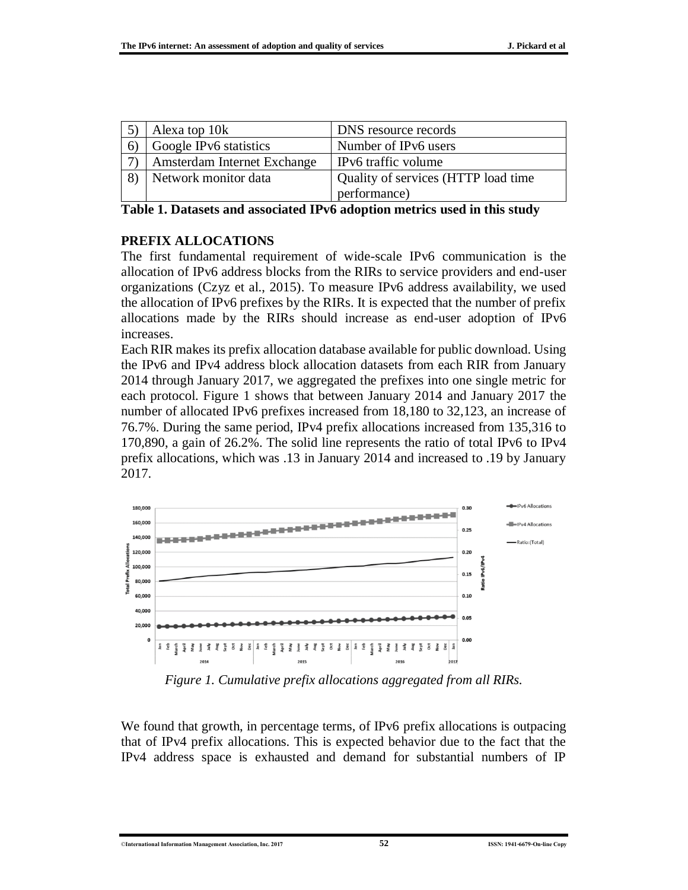| | | |
|---|---|---|
| 5) | Alexa top 10k | DNS resource records |
| 6) | Google IPv6 statistics | Number of IPv6 users |
| 7) | Amsterdam Internet Exchange | IPv6 traffic volume |
| 8) | Network monitor data | Quality of services (HTTP load time performance) |

**Table 1. Datasets and associated IPv6 adoption metrics used in this study**

## PREFIX ALLOCATIONS

The first fundamental requirement of wide-scale IPv6 communication is the allocation of IPv6 address blocks from the RIRs to service providers and end-user organizations (Czyz et al., 2015). To measure IPv6 address availability, we used the allocation of IPv6 prefixes by the RIRs. It is expected that the number of prefix allocations made by the RIRs should increase as end-user adoption of IPv6 increases.

Each RIR makes its prefix allocation database available for public download. Using the IPv6 and IPv4 address block allocation datasets from each RIR from January 2014 through January 2017, we aggregated the prefixes into one single metric for each protocol. Figure 1 shows that between January 2014 and January 2017 the number of allocated IPv6 prefixes increased from 18,180 to 32,123, an increase of 76.7%. During the same period, IPv4 prefix allocations increased from 135,316 to 170,890, a gain of 26.2%. The solid line represents the ratio of total IPv6 to IPv4 prefix allocations, which was .13 in January 2014 and increased to .19 by January 2017.

Total Prefix Allocations
180,000
160,000
140,000
120,000
100,000
80,000
60,000
40,000
20,000
0

Ratio IPv6/IPv4
0.30
0.25
0.20
0.15
0.10
0.05
0.00

Jan Feb March April May June July Aug Sept Oct Nov Dec
2014
2015
2016
2017

IPv6 Allocations
IPv4 Allocations
Ratio (Total)

*Figure 1. Cumulative prefix allocations aggregated from all RIRs.*

We found that growth, in percentage terms, of IPv6 prefix allocations is outpacing that of IPv4 prefix allocations. This is expected behavior due to the fact that the IPv4 address space is exhausted and demand for substantial numbers of IP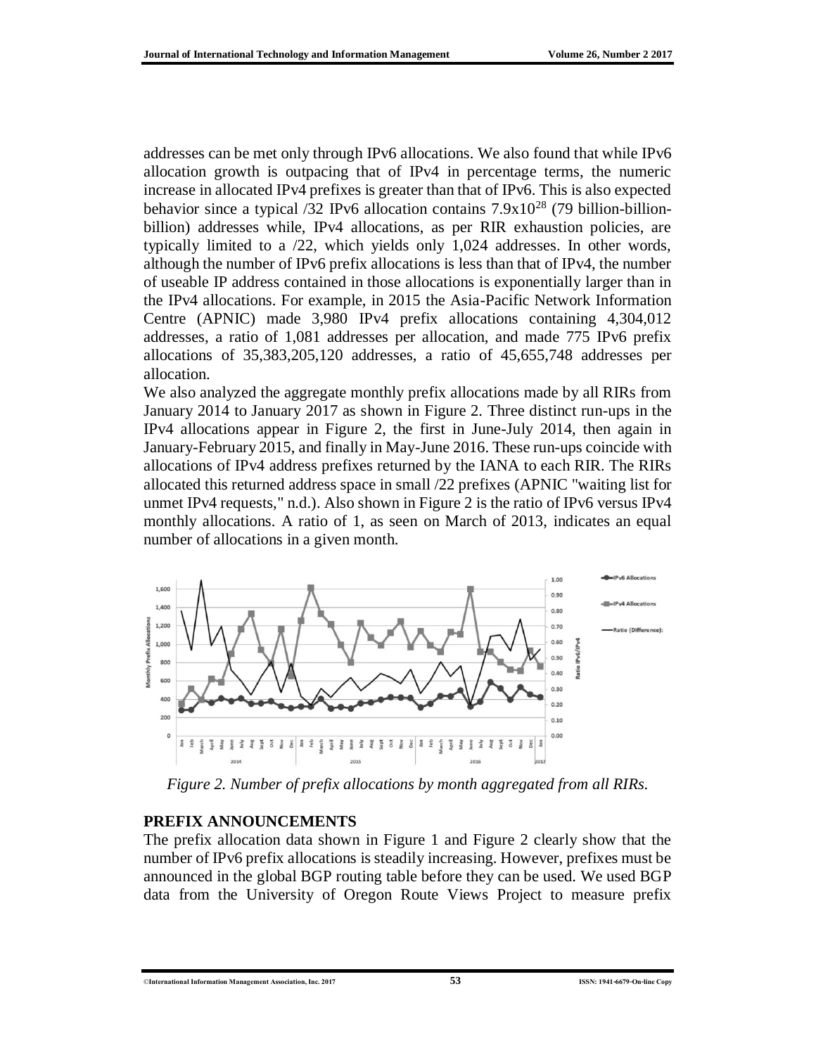addresses can be met only through IPv6 allocations. We also found that while IPv6 allocation growth is outpacing that of IPv4 in percentage terms, the numeric increase in allocated IPv4 prefixes is greater than that of IPv6. This is also expected behavior since a typical /32 IPv6 allocation contains $7.9 \times 10^{28}$ (79 billion-billion-billion) addresses while, IPv4 allocations, as per RIR exhaustion policies, are typically limited to a /22, which yields only 1,024 addresses. In other words, although the number of IPv6 prefix allocations is less than that of IPv4, the number of useable IP address contained in those allocations is exponentially larger than in the IPv4 allocations. For example, in 2015 the Asia-Pacific Network Information Centre (APNIC) made 3,980 IPv4 prefix allocations containing 4,304,012 addresses, a ratio of 1,081 addresses per allocation, and made 775 IPv6 prefix allocations of 35,383,205,120 addresses, a ratio of 45,655,748 addresses per allocation.

We also analyzed the aggregate monthly prefix allocations made by all RIRs from January 2014 to January 2017 as shown in Figure 2. Three distinct run-ups in the IPv4 allocations appear in Figure 2, the first in June-July 2014, then again in January-February 2015, and finally in May-June 2016. These run-ups coincide with allocations of IPv4 address prefixes returned by the IANA to each RIR. The RIRs allocated this returned address space in small /22 prefixes (APNIC "waiting list for unmet IPv4 requests," n.d.). Also shown in Figure 2 is the ratio of IPv6 versus IPv4 monthly allocations. A ratio of 1, as seen on March of 2013, indicates an equal number of allocations in a given month.

Monthly Prefix Allocations
1,600
1,400
1,200
1,000
800
600
400
200
0

Ratio IPv6/IPv4
1.00
0.90
0.80
0.70
0.60
0.50
0.40
0.30
0.20
0.10
0.00

IPv6 Allocations
IPv4 Allocations
Ratio (Difference):

Jan Feb March April May June July Aug Sept Oct Nov Dec
2014
Jan Feb March April May June July Aug Sept Oct Nov Dec
2015
Jan Feb March April May June July Aug Sept Oct Nov Dec
2016
Jan
2017

*Figure 2. Number of prefix allocations by month aggregated from all RIRs.*

## PREFIX ANNOUNCEMENTS

The prefix allocation data shown in Figure 1 and Figure 2 clearly show that the number of IPv6 prefix allocations is steadily increasing. However, prefixes must be announced in the global BGP routing table before they can be used. We used BGP data from the University of Oregon Route Views Project to measure prefix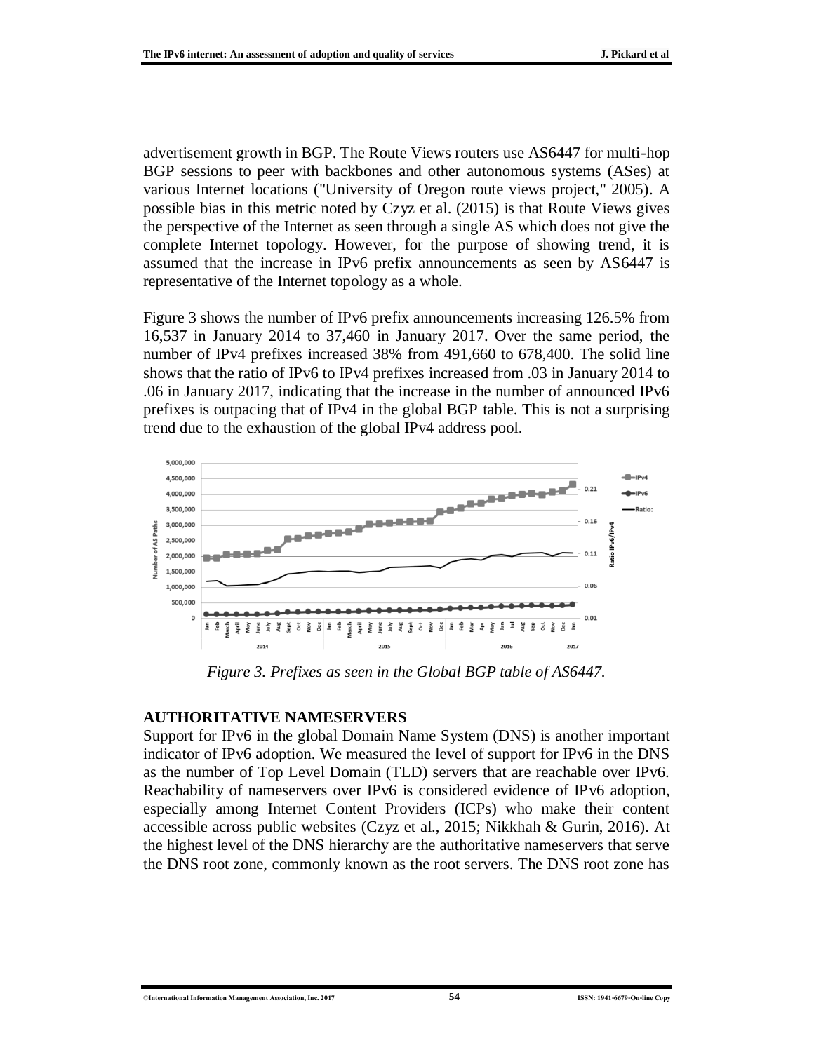advertisement growth in BGP. The Route Views routers use AS6447 for multi-hop BGP sessions to peer with backbones and other autonomous systems (ASes) at various Internet locations ("University of Oregon route views project," 2005). A possible bias in this metric noted by Czyz et al. (2015) is that Route Views gives the perspective of the Internet as seen through a single AS which does not give the complete Internet topology. However, for the purpose of showing trend, it is assumed that the increase in IPv6 prefix announcements as seen by AS6447 is representative of the Internet topology as a whole.

Figure 3 shows the number of IPv6 prefix announcements increasing 126.5% from 16,537 in January 2014 to 37,460 in January 2017. Over the same period, the number of IPv4 prefixes increased 38% from 491,660 to 678,400. The solid line shows that the ratio of IPv6 to IPv4 prefixes increased from .03 in January 2014 to .06 in January 2017, indicating that the increase in the number of announced IPv6 prefixes is outpacing that of IPv4 in the global BGP table. This is not a surprising trend due to the exhaustion of the global IPv4 address pool.

*Figure 3. Prefixes as seen in the Global BGP table of AS6447.*

## AUTHORITATIVE NAMESERVERS

Support for IPv6 in the global Domain Name System (DNS) is another important indicator of IPv6 adoption. We measured the level of support for IPv6 in the DNS as the number of Top Level Domain (TLD) servers that are reachable over IPv6. Reachability of nameservers over IPv6 is considered evidence of IPv6 adoption, especially among Internet Content Providers (ICPs) who make their content accessible across public websites (Czyz et al., 2015; Nikkhah & Gurin, 2016). At the highest level of the DNS hierarchy are the authoritative nameservers that serve the DNS root zone, commonly known as the root servers. The DNS root zone has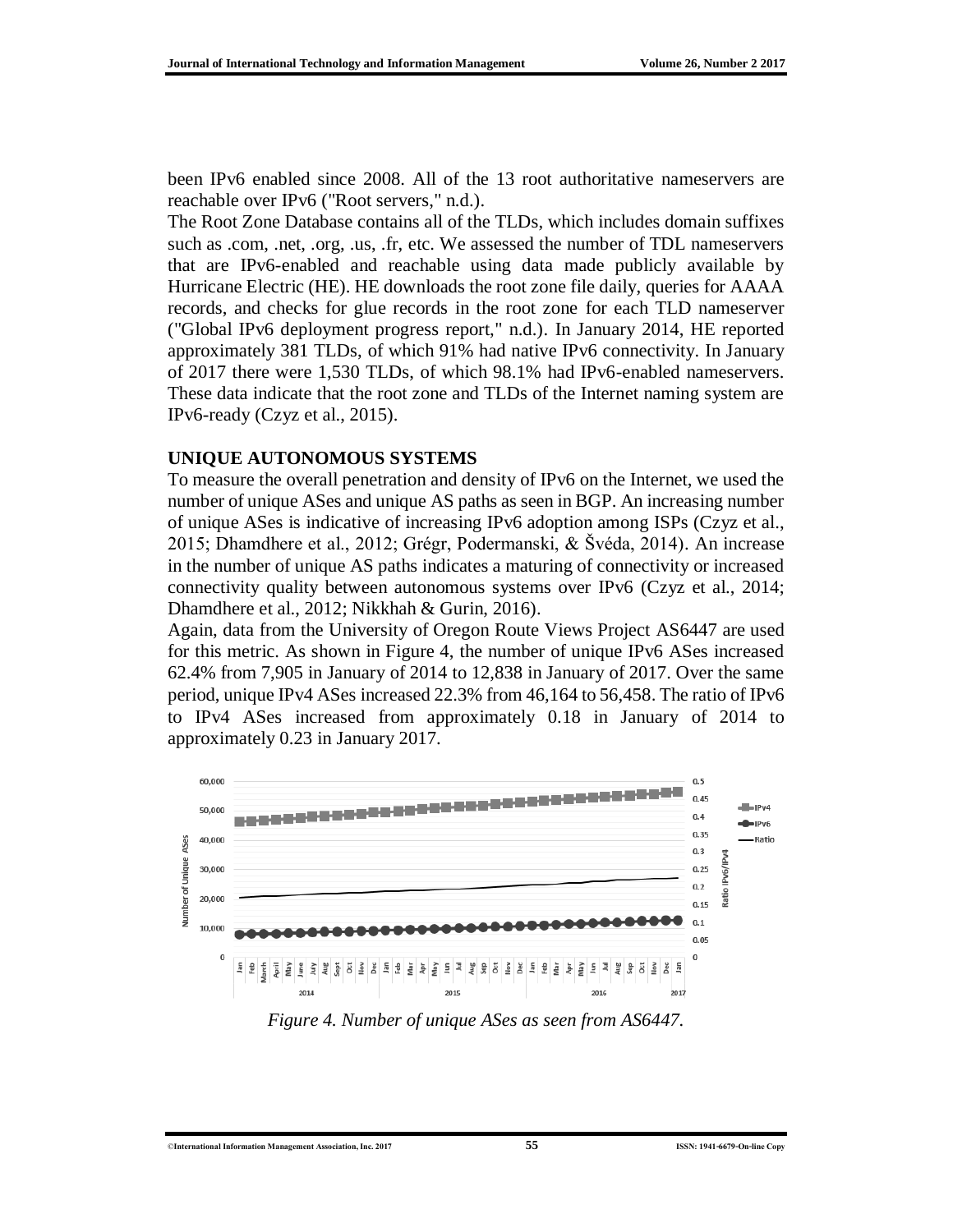been IPv6 enabled since 2008. All of the 13 root authoritative nameservers are reachable over IPv6 ("Root servers," n.d.).

The Root Zone Database contains all of the TLDs, which includes domain suffixes such as .com, .net, .org, .us, .fr, etc. We assessed the number of TDL nameservers that are IPv6-enabled and reachable using data made publicly available by Hurricane Electric (HE). HE downloads the root zone file daily, queries for AAAA records, and checks for glue records in the root zone for each TLD nameserver ("Global IPv6 deployment progress report," n.d.). In January 2014, HE reported approximately 381 TLDs, of which 91% had native IPv6 connectivity. In January of 2017 there were 1,530 TLDs, of which 98.1% had IPv6-enabled nameservers. These data indicate that the root zone and TLDs of the Internet naming system are IPv6-ready (Czyz et al., 2015).

## UNIQUE AUTONOMOUS SYSTEMS

To measure the overall penetration and density of IPv6 on the Internet, we used the number of unique ASes and unique AS paths as seen in BGP. An increasing number of unique ASes is indicative of increasing IPv6 adoption among ISPs (Czyz et al., 2015; Dhamdhere et al., 2012; Grégr, Podermanski, & Švéda, 2014). An increase in the number of unique AS paths indicates a maturing of connectivity or increased connectivity quality between autonomous systems over IPv6 (Czyz et al., 2014; Dhamdhere et al., 2012; Nikkhah & Gurin, 2016).

Again, data from the University of Oregon Route Views Project AS6447 are used for this metric. As shown in Figure 4, the number of unique IPv6 ASes increased 62.4% from 7,905 in January of 2014 to 12,838 in January of 2017. Over the same period, unique IPv4 ASes increased 22.3% from 46,164 to 56,458. The ratio of IPv6 to IPv4 ASes increased from approximately 0.18 in January of 2014 to approximately 0.23 in January 2017.

Number of Unique ASes
60,000
50,000
40,000
30,000
20,000
10,000
0

Ratio IPv6/IPv4
0.5
0.45
0.4
0.35
0.3
0.25
0.2
0.15
0.1
0.05
0

IPv4
IPv6
Ratio

Jan Feb March April May June July Aug Sept Oct Nov Dec
2014
Jan Feb Mar Apr May Jun Jul Aug Sep Oct Nov Dec
2015
Jan Feb Mar Apr May Jun Jul Aug Sep Oct Nov Dec
2016
Jan
2017

*Figure 4. Number of unique ASes as seen from AS6447.*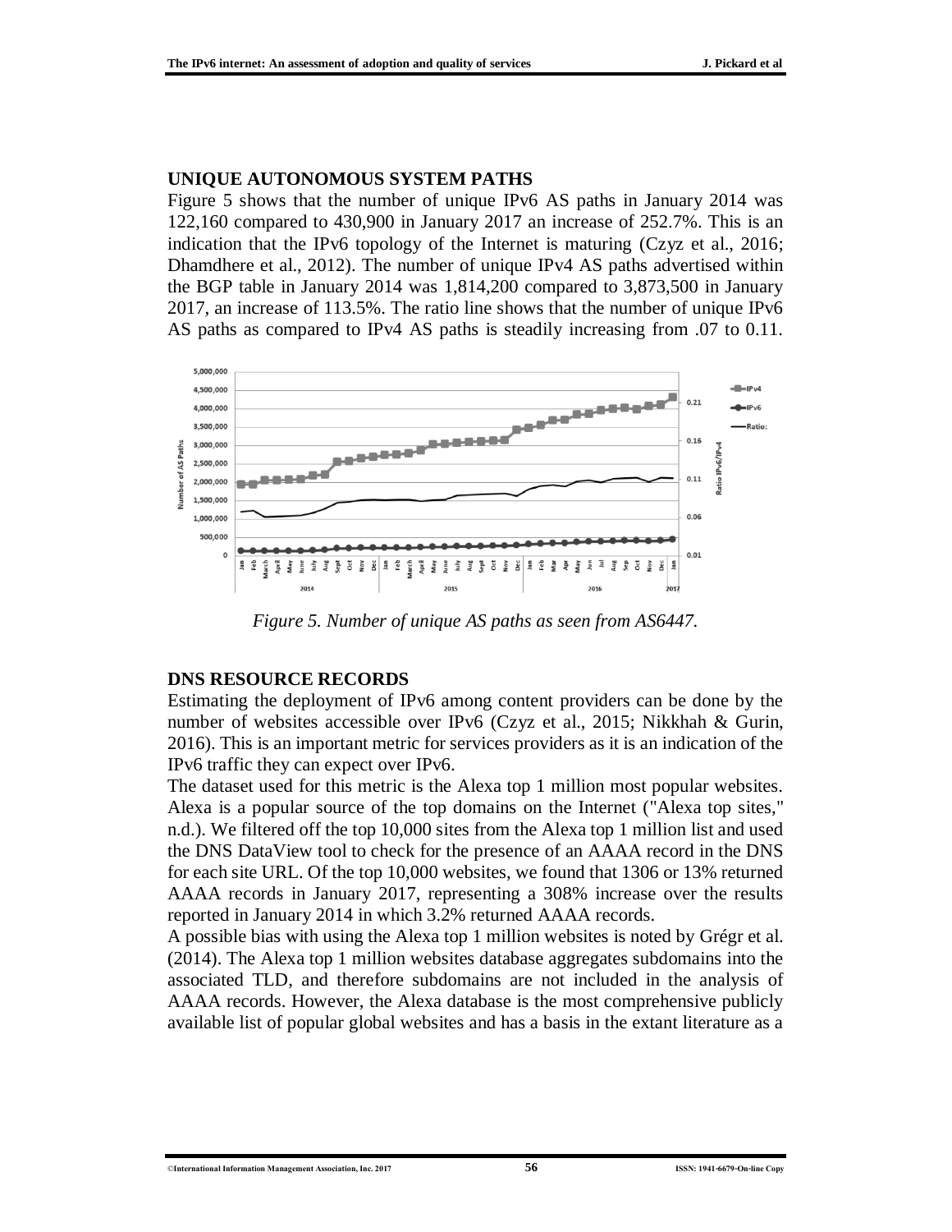## UNIQUE AUTONOMOUS SYSTEM PATHS

Figure 5 shows that the number of unique IPv6 AS paths in January 2014 was 122,160 compared to 430,900 in January 2017 an increase of 252.7%. This is an indication that the IPv6 topology of the Internet is maturing (Czyz et al., 2016; Dhamdhere et al., 2012). The number of unique IPv4 AS paths advertised within the BGP table in January 2014 was 1,814,200 compared to 3,873,500 in January 2017, an increase of 113.5%. The ratio line shows that the number of unique IPv6 AS paths as compared to IPv4 AS paths is steadily increasing from .07 to 0.11.

Number of AS Paths
5,000,000
4,500,000
4,000,000
3,500,000
3,000,000
2,500,000
2,000,000
1,500,000
1,000,000
500,000
0

Ratio IPv6/IPv4
0.21
0.16
0.11
0.06
0.01

IPv4
IPv6
Ratio:

Jan Feb March April May June July Aug Sept Oct Nov Dec Jan Feb March April May June July Aug Sept Oct Nov Dec Jan Feb Mar Apr May Jun Jul Aug Sep Oct Nov Dec Jan

2014 2015 2016 2017

*Figure 5. Number of unique AS paths as seen from AS6447.*

## DNS RESOURCE RECORDS

Estimating the deployment of IPv6 among content providers can be done by the number of websites accessible over IPv6 (Czyz et al., 2015; Nikkhah & Gurin, 2016). This is an important metric for services providers as it is an indication of the IPv6 traffic they can expect over IPv6.

The dataset used for this metric is the Alexa top 1 million most popular websites. Alexa is a popular source of the top domains on the Internet ("Alexa top sites," n.d.). We filtered off the top 10,000 sites from the Alexa top 1 million list and used the DNS DataView tool to check for the presence of an AAAA record in the DNS for each site URL. Of the top 10,000 websites, we found that 1306 or 13% returned AAAA records in January 2017, representing a 308% increase over the results reported in January 2014 in which 3.2% returned AAAA records.

A possible bias with using the Alexa top 1 million websites is noted by Grégr et al. (2014). The Alexa top 1 million websites database aggregates subdomains into the associated TLD, and therefore subdomains are not included in the analysis of AAAA records. However, the Alexa database is the most comprehensive publicly available list of popular global websites and has a basis in the extant literature as a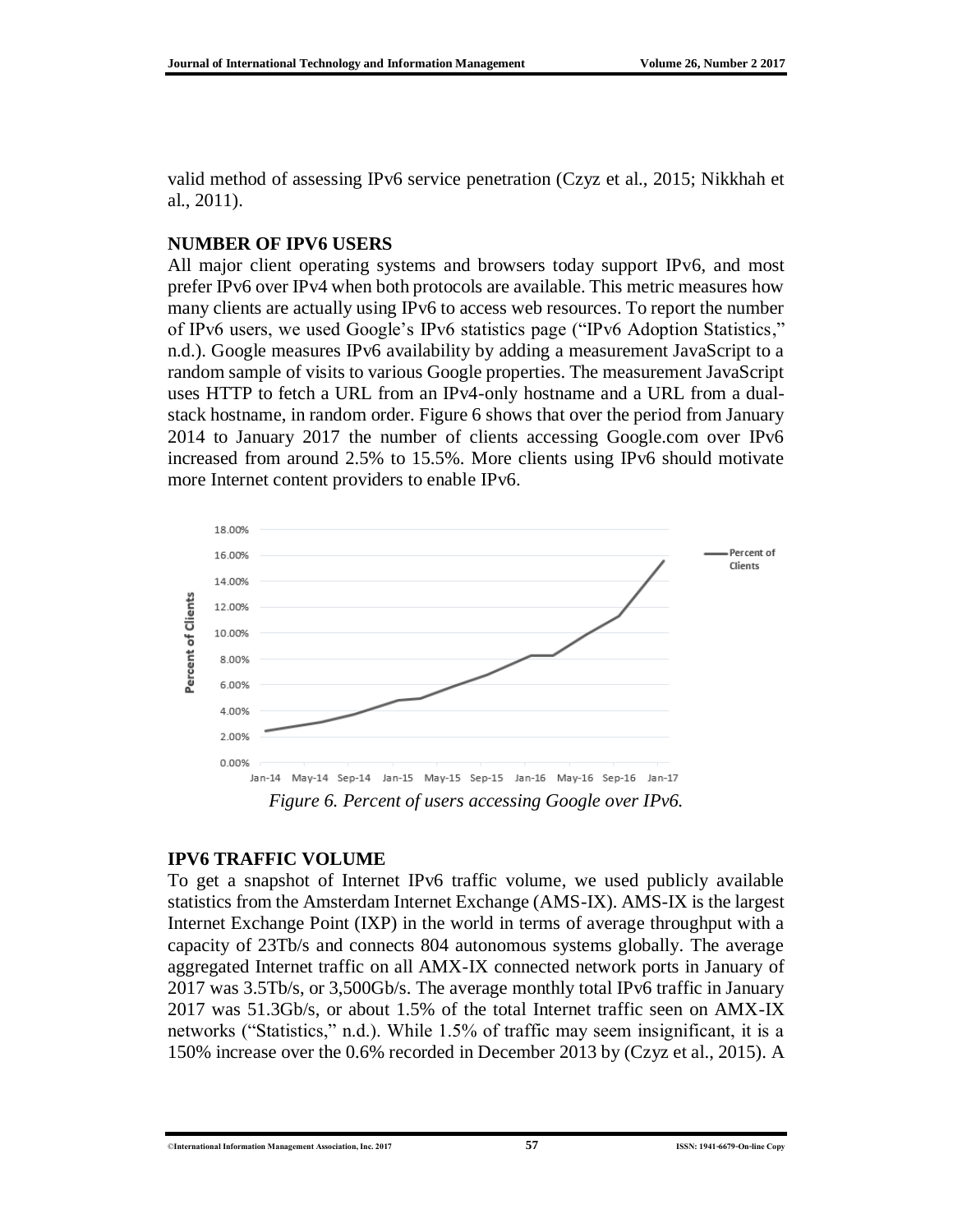valid method of assessing IPv6 service penetration (Czyz et al., 2015; Nikkhah et al., 2011).

## NUMBER OF IPV6 USERS

All major client operating systems and browsers today support IPv6, and most prefer IPv6 over IPv4 when both protocols are available. This metric measures how many clients are actually using IPv6 to access web resources. To report the number of IPv6 users, we used Google's IPv6 statistics page ("IPv6 Adoption Statistics," n.d.). Google measures IPv6 availability by adding a measurement JavaScript to a random sample of visits to various Google properties. The measurement JavaScript uses HTTP to fetch a URL from an IPv4-only hostname and a URL from a dual-stack hostname, in random order. Figure 6 shows that over the period from January 2014 to January 2017 the number of clients accessing Google.com over IPv6 increased from around 2.5% to 15.5%. More clients using IPv6 should motivate more Internet content providers to enable IPv6.

Percent of Clients

18.00%
16.00%
14.00%
12.00%
10.00%
8.00%
6.00%
4.00%
2.00%
0.00%

Jan-14 May-14 Sep-14 Jan-15 May-15 Sep-15 Jan-16 May-16 Sep-16 Jan-17

Percent of Clients

*Figure 6. Percent of users accessing Google over IPv6.*

## IPV6 TRAFFIC VOLUME

To get a snapshot of Internet IPv6 traffic volume, we used publicly available statistics from the Amsterdam Internet Exchange (AMS-IX). AMS-IX is the largest Internet Exchange Point (IXP) in the world in terms of average throughput with a capacity of 23Tb/s and connects 804 autonomous systems globally. The average aggregated Internet traffic on all AMX-IX connected network ports in January of 2017 was 3.5Tb/s, or 3,500Gb/s. The average monthly total IPv6 traffic in January 2017 was 51.3Gb/s, or about 1.5% of the total Internet traffic seen on AMX-IX networks ("Statistics," n.d.). While 1.5% of traffic may seem insignificant, it is a 150% increase over the 0.6% recorded in December 2013 by (Czyz et al., 2015). A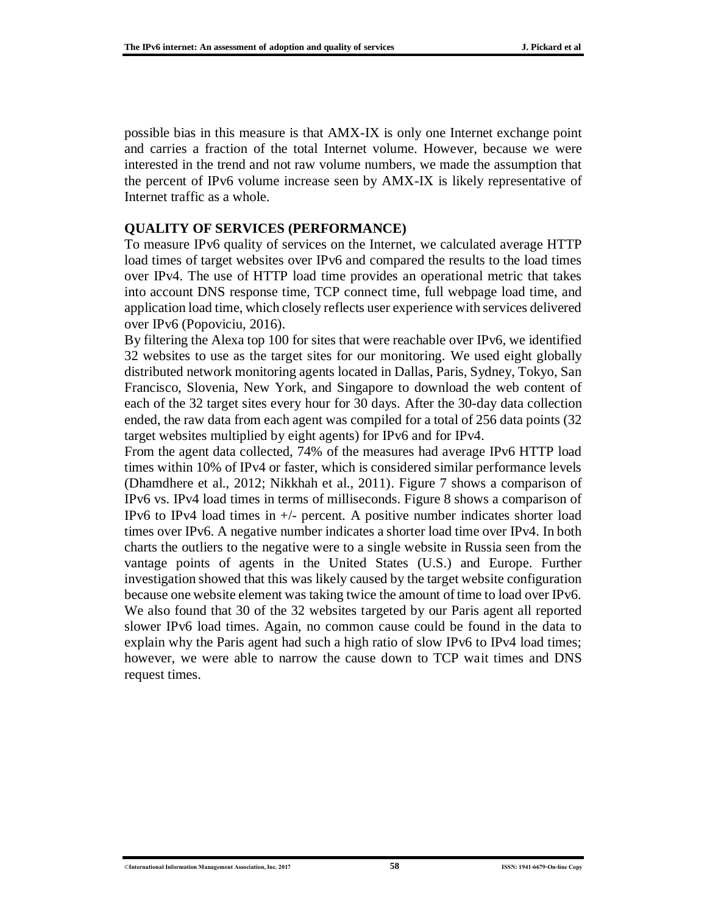possible bias in this measure is that AMX-IX is only one Internet exchange point and carries a fraction of the total Internet volume. However, because we were interested in the trend and not raw volume numbers, we made the assumption that the percent of IPv6 volume increase seen by AMX-IX is likely representative of Internet traffic as a whole.

## QUALITY OF SERVICES (PERFORMANCE)

To measure IPv6 quality of services on the Internet, we calculated average HTTP load times of target websites over IPv6 and compared the results to the load times over IPv4. The use of HTTP load time provides an operational metric that takes into account DNS response time, TCP connect time, full webpage load time, and application load time, which closely reflects user experience with services delivered over IPv6 (Popoviciu, 2016).

By filtering the Alexa top 100 for sites that were reachable over IPv6, we identified 32 websites to use as the target sites for our monitoring. We used eight globally distributed network monitoring agents located in Dallas, Paris, Sydney, Tokyo, San Francisco, Slovenia, New York, and Singapore to download the web content of each of the 32 target sites every hour for 30 days. After the 30-day data collection ended, the raw data from each agent was compiled for a total of 256 data points (32 target websites multiplied by eight agents) for IPv6 and for IPv4.

From the agent data collected, 74% of the measures had average IPv6 HTTP load times within 10% of IPv4 or faster, which is considered similar performance levels (Dhamdhere et al., 2012; Nikkhah et al., 2011). Figure 7 shows a comparison of IPv6 vs. IPv4 load times in terms of milliseconds. Figure 8 shows a comparison of IPv6 to IPv4 load times in +/- percent. A positive number indicates shorter load times over IPv6. A negative number indicates a shorter load time over IPv4. In both charts the outliers to the negative were to a single website in Russia seen from the vantage points of agents in the United States (U.S.) and Europe. Further investigation showed that this was likely caused by the target website configuration because one website element was taking twice the amount of time to load over IPv6. We also found that 30 of the 32 websites targeted by our Paris agent all reported slower IPv6 load times. Again, no common cause could be found in the data to explain why the Paris agent had such a high ratio of slow IPv6 to IPv4 load times; however, we were able to narrow the cause down to TCP wait times and DNS request times.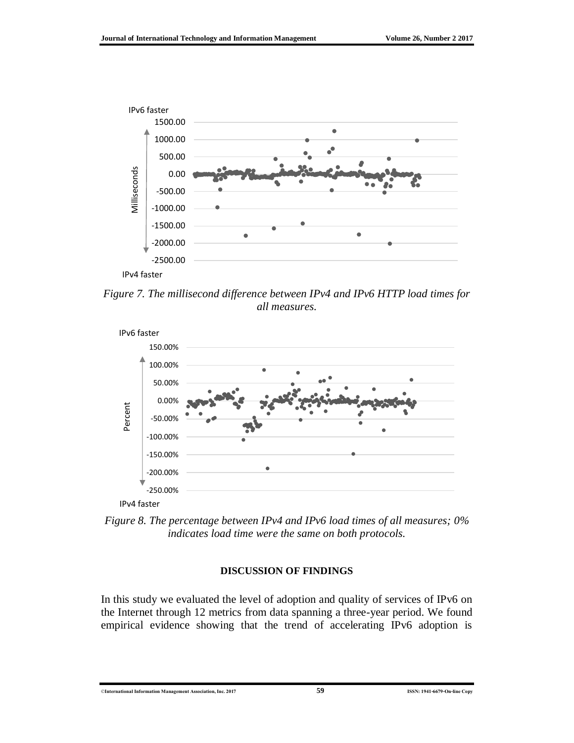IPv6 faster

1500.00

1000.00

500.00

0.00

-500.00

-1000.00

-1500.00

-2000.00

-2500.00

Milliseconds

IPv4 faster

*Figure 7. The millisecond difference between IPv4 and IPv6 HTTP load times for all measures.*

IPv6 faster

150.00%

100.00%

50.00%

0.00%

-50.00%

-100.00%

-150.00%

-200.00%

-250.00%

Percent

IPv4 faster

*Figure 8. The percentage between IPv4 and IPv6 load times of all measures; 0% indicates load time were the same on both protocols.*

## DISCUSSION OF FINDINGS

In this study we evaluated the level of adoption and quality of services of IPv6 on the Internet through 12 metrics from data spanning a three-year period. We found empirical evidence showing that the trend of accelerating IPv6 adoption is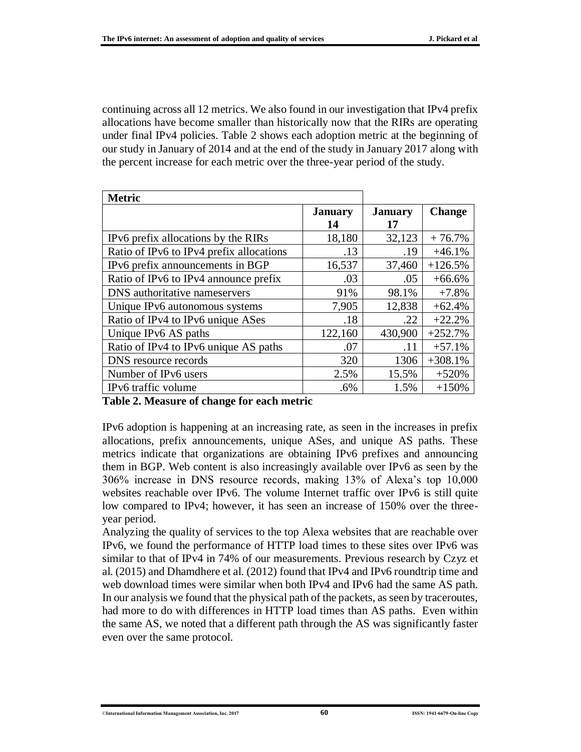continuing across all 12 metrics. We also found in our investigation that IPv4 prefix allocations have become smaller than historically now that the RIRs are operating under final IPv4 policies. Table 2 shows each adoption metric at the beginning of our study in January of 2014 and at the end of the study in January 2017 along with the percent increase for each metric over the three-year period of the study.

| Metric | January 14 | January 17 | Change |
|---|---|---|---|
| IPv6 prefix allocations by the RIRs | 18,180 | 32,123 | + 76.7% |
| Ratio of IPv6 to IPv4 prefix allocations | .13 | .19 | +46.1% |
| IPv6 prefix announcements in BGP | 16,537 | 37,460 | +126.5% |
| Ratio of IPv6 to IPv4 announce prefix | .03 | .05 | +66.6% |
| DNS authoritative nameservers | 91% | 98.1% | +7.8% |
| Unique IPv6 autonomous systems | 7,905 | 12,838 | +62.4% |
| Ratio of IPv4 to IPv6 unique ASes | .18 | .22 | +22.2% |
| Unique IPv6 AS paths | 122,160 | 430,900 | +252.7% |
| Ratio of IPv4 to IPv6 unique AS paths | .07 | .11 | +57.1% |
| DNS resource records | 320 | 1306 | +308.1% |
| Number of IPv6 users | 2.5% | 15.5% | +520% |
| IPv6 traffic volume | .6% | 1.5% | +150% |

**Table 2. Measure of change for each metric**

IPv6 adoption is happening at an increasing rate, as seen in the increases in prefix allocations, prefix announcements, unique ASes, and unique AS paths. These metrics indicate that organizations are obtaining IPv6 prefixes and announcing them in BGP. Web content is also increasingly available over IPv6 as seen by the 306% increase in DNS resource records, making 13% of Alexa's top 10,000 websites reachable over IPv6. The volume Internet traffic over IPv6 is still quite low compared to IPv4; however, it has seen an increase of 150% over the three-year period.

Analyzing the quality of services to the top Alexa websites that are reachable over IPv6, we found the performance of HTTP load times to these sites over IPv6 was similar to that of IPv4 in 74% of our measurements. Previous research by Czyz et al. (2015) and Dhamdhere et al. (2012) found that IPv4 and IPv6 roundtrip time and web download times were similar when both IPv4 and IPv6 had the same AS path. In our analysis we found that the physical path of the packets, as seen by traceroutes, had more to do with differences in HTTP load times than AS paths. Even within the same AS, we noted that a different path through the AS was significantly faster even over the same protocol.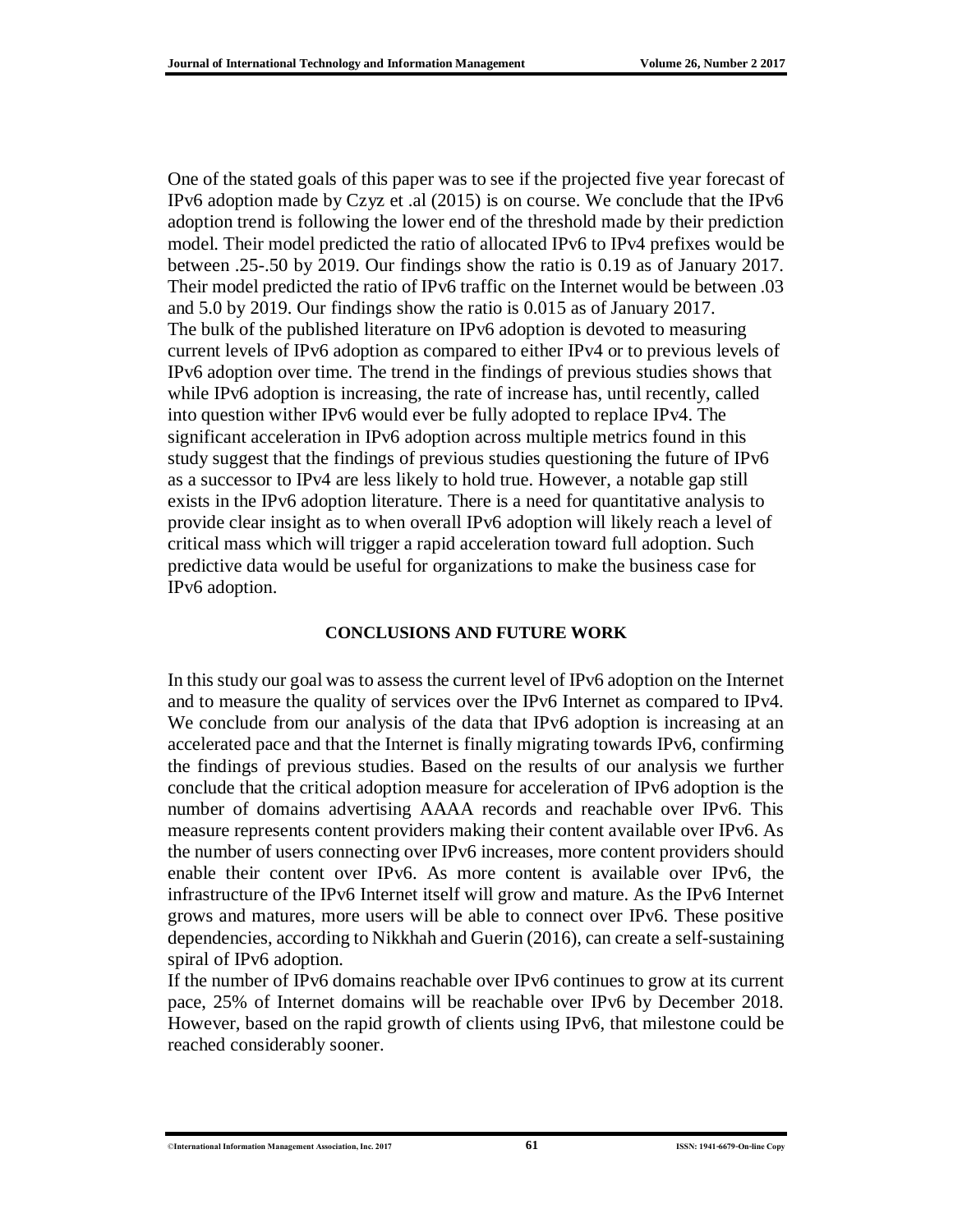One of the stated goals of this paper was to see if the projected five year forecast of IPv6 adoption made by Czyz et .al (2015) is on course. We conclude that the IPv6 adoption trend is following the lower end of the threshold made by their prediction model. Their model predicted the ratio of allocated IPv6 to IPv4 prefixes would be between .25-.50 by 2019. Our findings show the ratio is 0.19 as of January 2017. Their model predicted the ratio of IPv6 traffic on the Internet would be between .03 and 5.0 by 2019. Our findings show the ratio is 0.015 as of January 2017.

The bulk of the published literature on IPv6 adoption is devoted to measuring current levels of IPv6 adoption as compared to either IPv4 or to previous levels of IPv6 adoption over time. The trend in the findings of previous studies shows that while IPv6 adoption is increasing, the rate of increase has, until recently, called into question wither IPv6 would ever be fully adopted to replace IPv4. The significant acceleration in IPv6 adoption across multiple metrics found in this study suggest that the findings of previous studies questioning the future of IPv6 as a successor to IPv4 are less likely to hold true. However, a notable gap still exists in the IPv6 adoption literature. There is a need for quantitative analysis to provide clear insight as to when overall IPv6 adoption will likely reach a level of critical mass which will trigger a rapid acceleration toward full adoption. Such predictive data would be useful for organizations to make the business case for IPv6 adoption.

## CONCLUSIONS AND FUTURE WORK

In this study our goal was to assess the current level of IPv6 adoption on the Internet and to measure the quality of services over the IPv6 Internet as compared to IPv4. We conclude from our analysis of the data that IPv6 adoption is increasing at an accelerated pace and that the Internet is finally migrating towards IPv6, confirming the findings of previous studies. Based on the results of our analysis we further conclude that the critical adoption measure for acceleration of IPv6 adoption is the number of domains advertising AAAA records and reachable over IPv6. This measure represents content providers making their content available over IPv6. As the number of users connecting over IPv6 increases, more content providers should enable their content over IPv6. As more content is available over IPv6, the infrastructure of the IPv6 Internet itself will grow and mature. As the IPv6 Internet grows and matures, more users will be able to connect over IPv6. These positive dependencies, according to Nikkhah and Guerin (2016), can create a self-sustaining spiral of IPv6 adoption.

If the number of IPv6 domains reachable over IPv6 continues to grow at its current pace, 25% of Internet domains will be reachable over IPv6 by December 2018. However, based on the rapid growth of clients using IPv6, that milestone could be reached considerably sooner.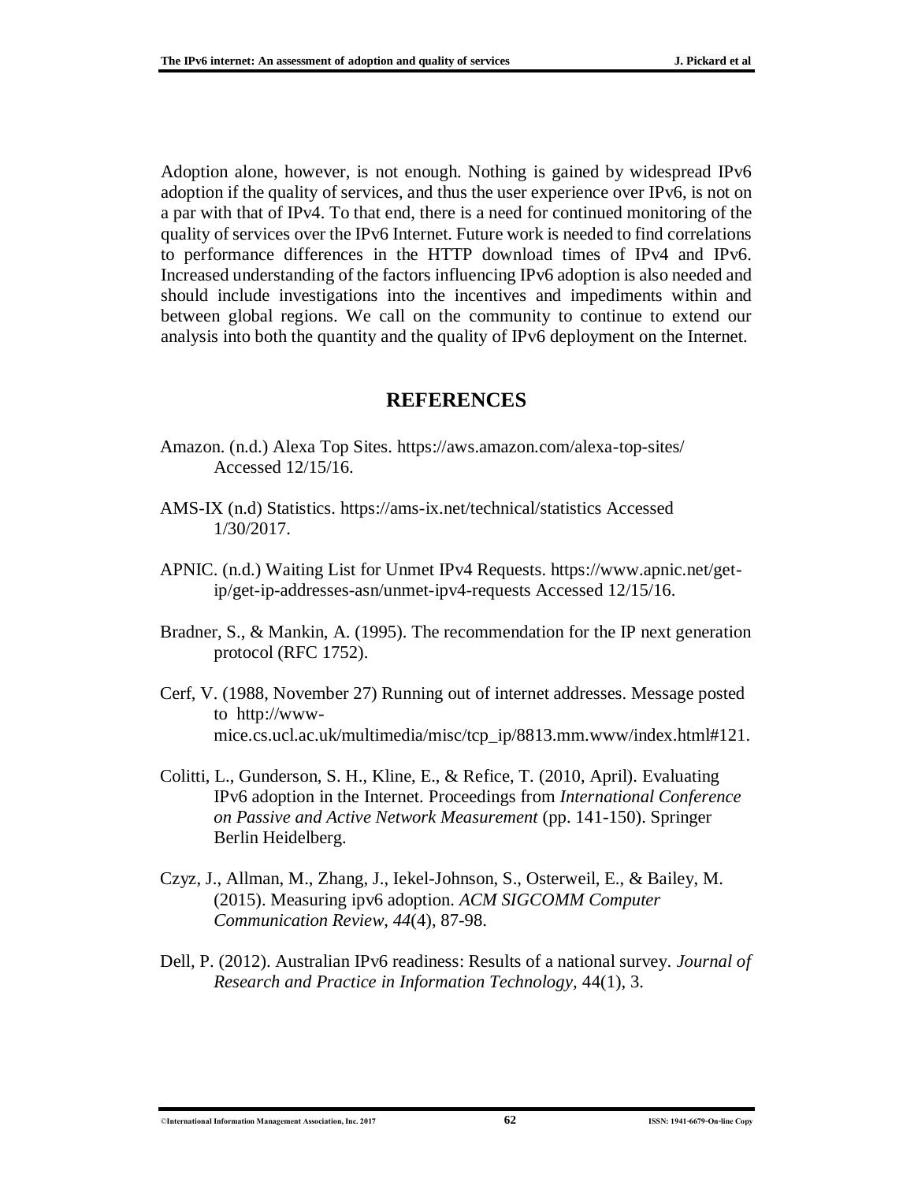Adoption alone, however, is not enough. Nothing is gained by widespread IPv6 adoption if the quality of services, and thus the user experience over IPv6, is not on a par with that of IPv4. To that end, there is a need for continued monitoring of the quality of services over the IPv6 Internet. Future work is needed to find correlations to performance differences in the HTTP download times of IPv4 and IPv6. Increased understanding of the factors influencing IPv6 adoption is also needed and should include investigations into the incentives and impediments within and between global regions. We call on the community to continue to extend our analysis into both the quantity and the quality of IPv6 deployment on the Internet.

## REFERENCES

Amazon. (n.d.) Alexa Top Sites. https://aws.amazon.com/alexa-top-sites/ Accessed 12/15/16.

AMS-IX (n.d) Statistics. https://ams-ix.net/technical/statistics Accessed 1/30/2017.

APNIC. (n.d.) Waiting List for Unmet IPv4 Requests. https://www.apnic.net/get-ip/get-ip-addresses-asn/unmet-ipv4-requests Accessed 12/15/16.

Bradner, S., & Mankin, A. (1995). The recommendation for the IP next generation protocol (RFC 1752).

Cerf, V. (1988, November 27) Running out of internet addresses. Message posted to http://www-mice.cs.ucl.ac.uk/multimedia/misc/tcp_ip/8813.mm.www/index.html#121.

Colitti, L., Gunderson, S. H., Kline, E., & Refice, T. (2010, April). Evaluating IPv6 adoption in the Internet. Proceedings from *International Conference on Passive and Active Network Measurement* (pp. 141-150). Springer Berlin Heidelberg.

Czyz, J., Allman, M., Zhang, J., Iekel-Johnson, S., Osterweil, E., & Bailey, M. (2015). Measuring ipv6 adoption. *ACM SIGCOMM Computer Communication Review*, *44*(4), 87-98.

Dell, P. (2012). Australian IPv6 readiness: Results of a national survey. *Journal of Research and Practice in Information Technology*, 44(1), 3.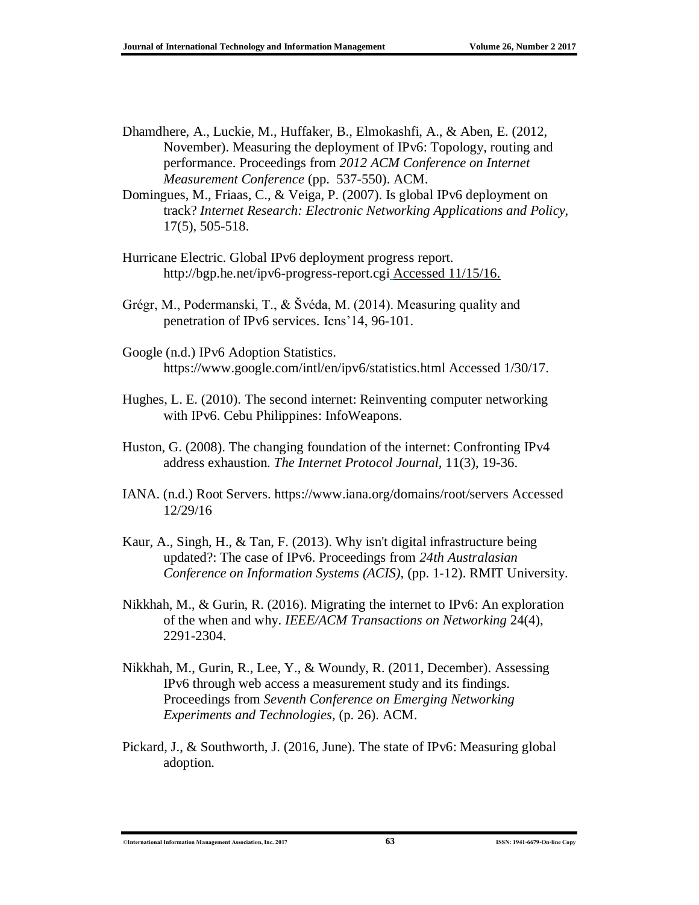Dhamdhere, A., Luckie, M., Huffaker, B., Elmokashfi, A., & Aben, E. (2012, November). Measuring the deployment of IPv6: Topology, routing and performance. Proceedings from *2012 ACM Conference on Internet Measurement Conference* (pp. 537-550). ACM.

Domingues, M., Friaas, C., & Veiga, P. (2007). Is global IPv6 deployment on track? *Internet Research: Electronic Networking Applications and Policy,* 17(5), 505-518.

Hurricane Electric. Global IPv6 deployment progress report. http://bgp.he.net/ipv6-progress-report.cgi Accessed 11/15/16.

Grégr, M., Podermanski, T., & Švéda, M. (2014). Measuring quality and penetration of IPv6 services. Icns'14, 96-101.

Google (n.d.) IPv6 Adoption Statistics. https://www.google.com/intl/en/ipv6/statistics.html Accessed 1/30/17.

Hughes, L. E. (2010). The second internet: Reinventing computer networking with IPv6. Cebu Philippines: InfoWeapons.

Huston, G. (2008). The changing foundation of the internet: Confronting IPv4 address exhaustion. *The Internet Protocol Journal*, 11(3), 19-36.

IANA. (n.d.) Root Servers. https://www.iana.org/domains/root/servers Accessed 12/29/16

Kaur, A., Singh, H., & Tan, F. (2013). Why isn't digital infrastructure being updated?: The case of IPv6. Proceedings from *24th Australasian Conference on Information Systems (ACIS),* (pp. 1-12). RMIT University.

Nikkhah, M., & Gurin, R. (2016). Migrating the internet to IPv6: An exploration of the when and why. *IEEE/ACM Transactions on Networking* 24(4), 2291-2304.

Nikkhah, M., Gurin, R., Lee, Y., & Woundy, R. (2011, December). Assessing IPv6 through web access a measurement study and its findings. Proceedings from *Seventh Conference on Emerging Networking Experiments and Technologies,* (p. 26). ACM.

Pickard, J., & Southworth, J. (2016, June). The state of IPv6: Measuring global adoption.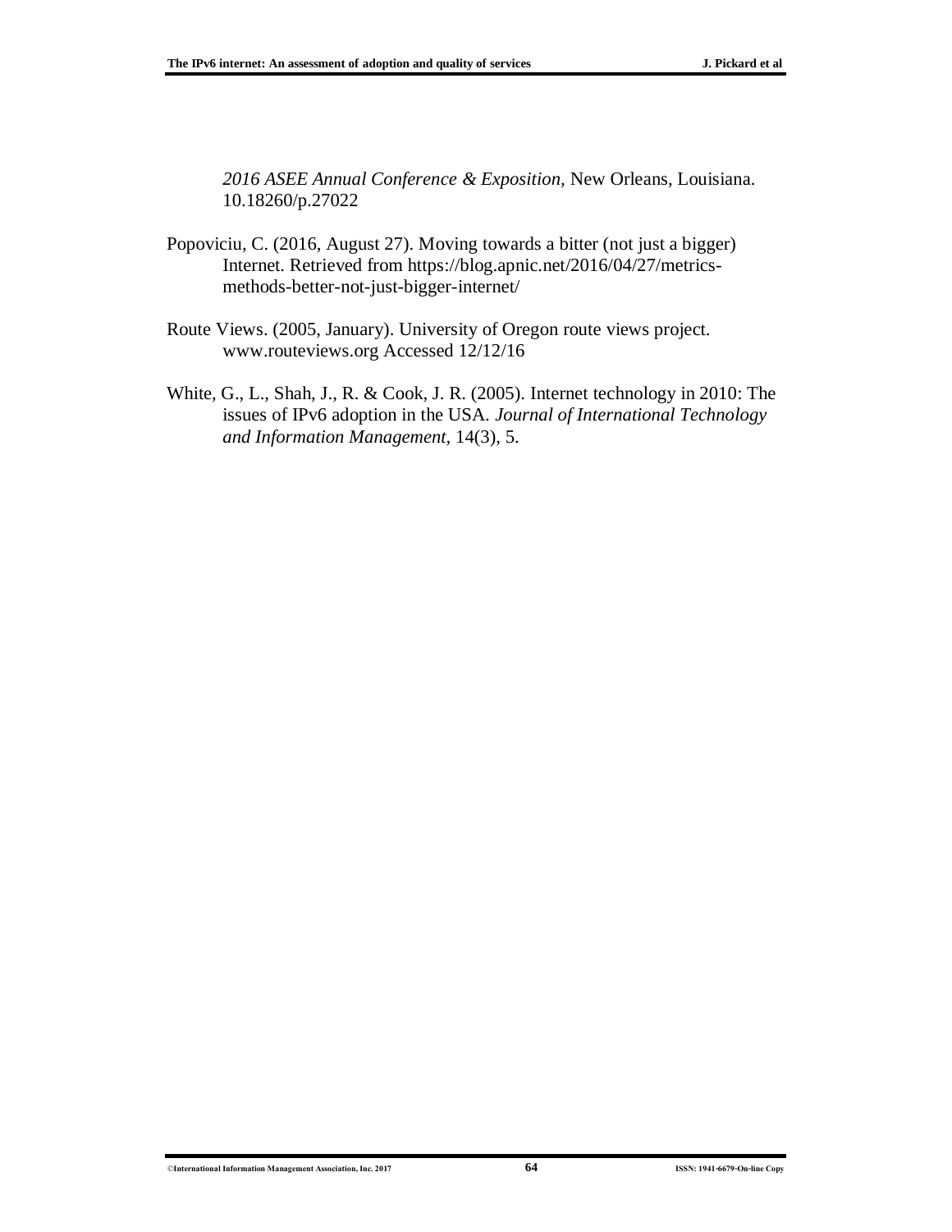*2016 ASEE Annual Conference & Exposition,* New Orleans, Louisiana. 10.18260/p.27022

Popoviciu, C. (2016, August 27). Moving towards a bitter (not just a bigger) Internet. Retrieved from https://blog.apnic.net/2016/04/27/metrics-methods-better-not-just-bigger-internet/

Route Views. (2005, January). University of Oregon route views project. www.routeviews.org Accessed 12/12/16

White, G., L., Shah, J., R. & Cook, J. R. (2005). Internet technology in 2010: The issues of IPv6 adoption in the USA. *Journal of International Technology and Information Management,* 14(3), 5.